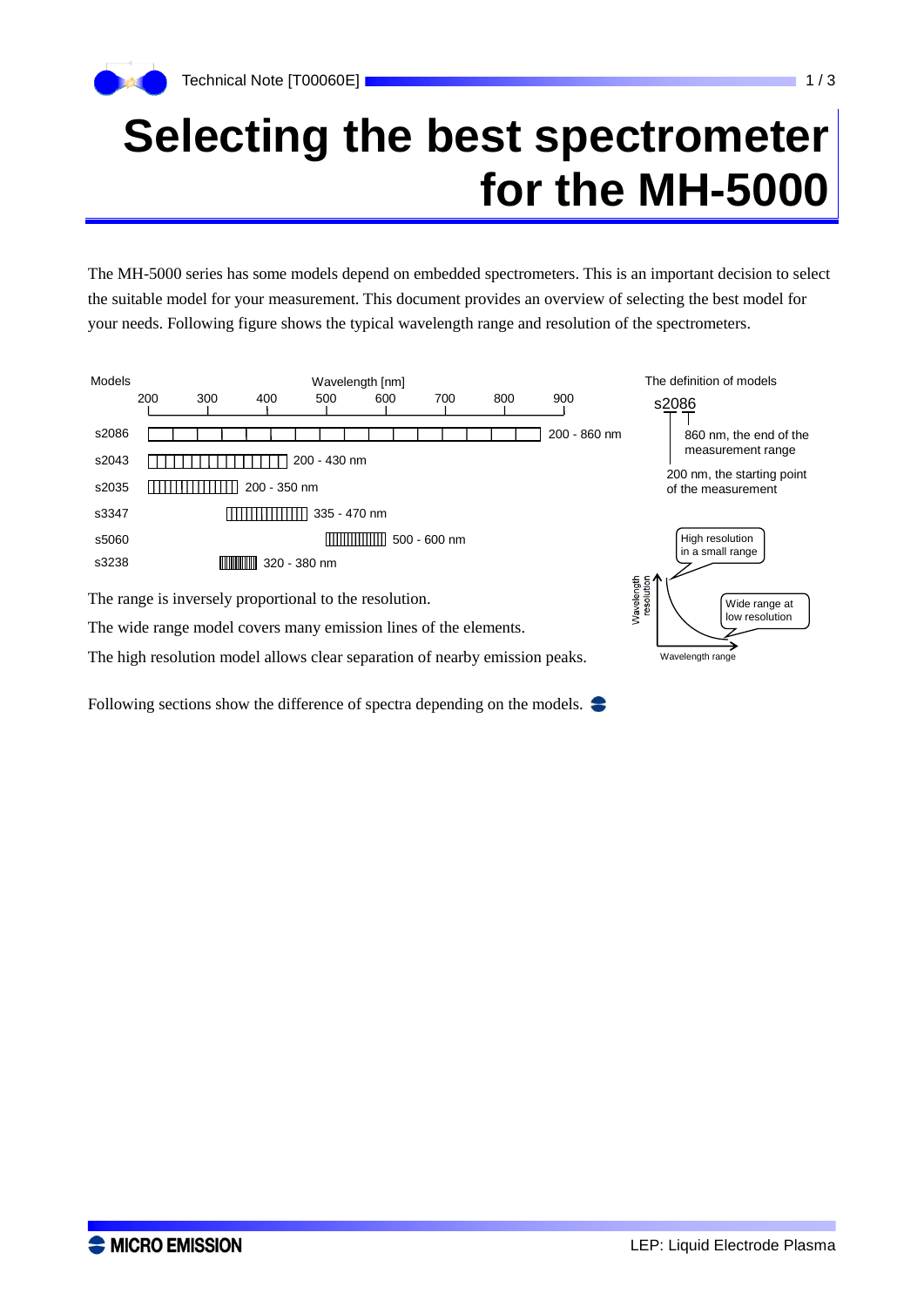# Selecting the best spectrometer for the MH-5000

The MH-5000 series has some models depend on embedded spectrometers. This is an important decision to select the suitable model for your measurement. This document provides an overview of selecting the best model for your needs. Following figure shows the typical wavelength range and resolution of the spectrometers.

| Models | Wavelength [nm] |
|---|---|
| s2086 | 200 - 860 nm |
| s2043 | 200 - 430 nm |
| s2035 | 200 - 350 nm |
| s3347 | 335 - 470 nm |
| s5060 | 500 - 600 nm |
| s3238 | 320 - 380 nm |

The definition of models

s2086: 200 nm, the starting point of the measurement; 860 nm, the end of the measurement range

Wavelength resolution vs. Wavelength range: High resolution in a small range; Wide range at low resolution

The range is inversely proportional to the resolution.

The wide range model covers many emission lines of the elements.

The high resolution model allows clear separation of nearby emission peaks.

Following sections show the difference of spectra depending on the models.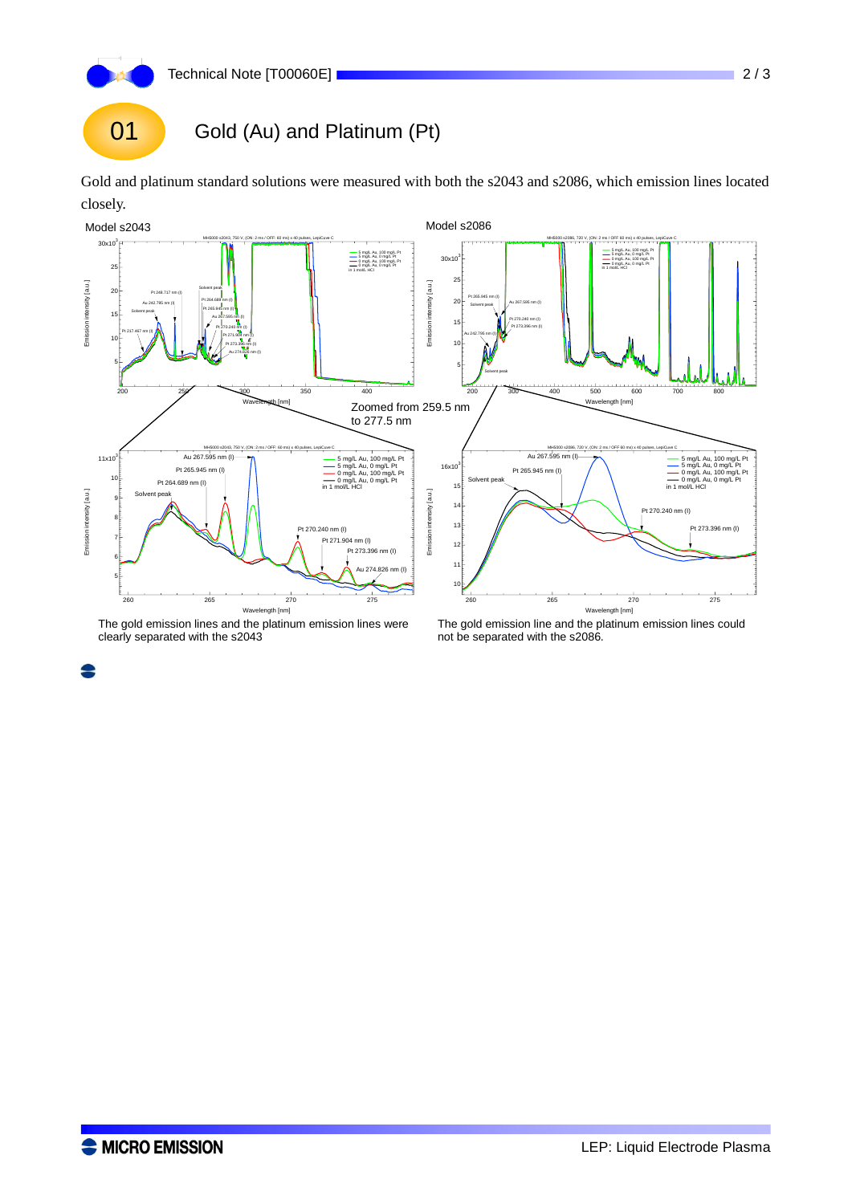# 01 Gold (Au) and Platinum (Pt)

Gold and platinum standard solutions were measured with both the s2043 and s2086, which emission lines located closely.

Model s2043

Model s2086

Zoomed from 259.5 nm to 277.5 nm

The gold emission lines and the platinum emission lines were clearly separated with the s2043

The gold emission line and the platinum emission lines could not be separated with the s2086.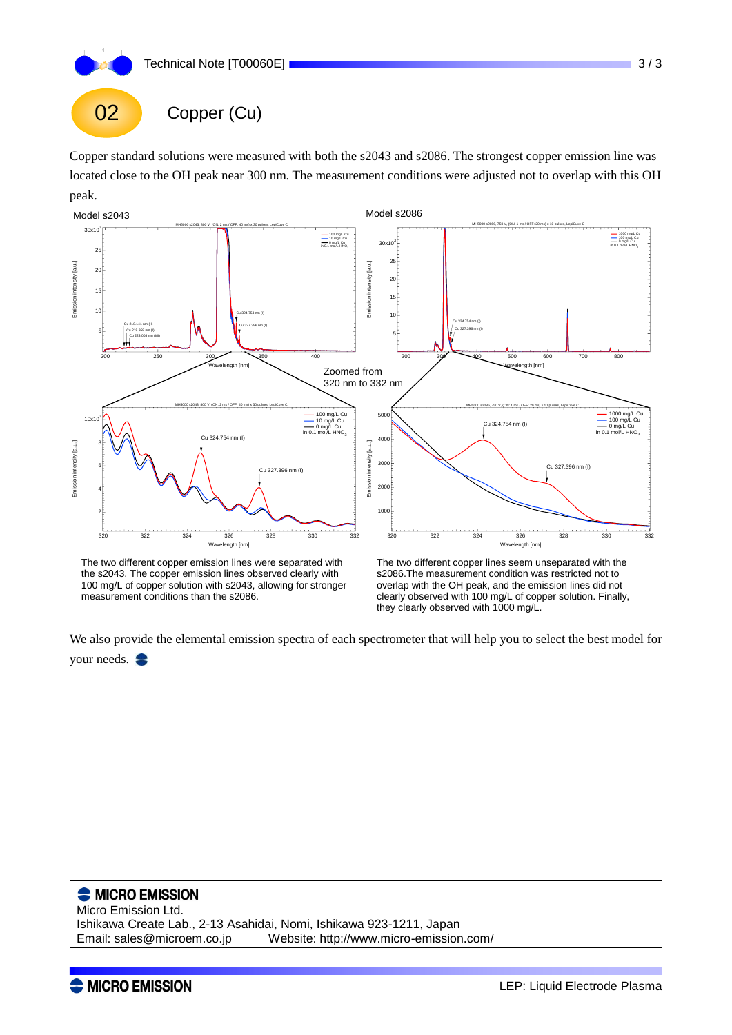## 02 Copper (Cu)

Copper standard solutions were measured with both the s2043 and s2086. The strongest copper emission line was located close to the OH peak near 300 nm. The measurement conditions were adjusted not to overlap with this OH peak.

Model s2043

MH5000 s2043, 800 V, (ON: 2 ms / OFF: 40 ms) x 30 pulses, LepiCuve C

100 mg/L Cu
10 mg/L Cu
0 mg/L Cu
in 0.1 mol/L $HNO_3$

Cu 213.141 nm (I)
Cu 219.958 nm (I)
Cu 223.008 nm (III)
Cu 324.754 nm (I)
Cu 327.396 nm (I)

Emission intensity [a.u.]

Wavelength [nm]

Model s2086

MH5000 s2086, 750 V, (ON: 1 ms / OFF: 20 ms) x 10 pulses, LepiCuve C

1000 mg/L Cu
100 mg/L Cu
0 mg/L Cu
in 0.1 mol/L $HNO_3$

Cu 324.754 nm (I)
Cu 327.396 nm (I)

Emission intensity [a.u.]

Wavelength [nm]

Zoomed from 320 nm to 332 nm

The two different copper emission lines were separated with the s2043. The copper emission lines observed clearly with 100 mg/L of copper solution with s2043, allowing for stronger measurement conditions than the s2086.

The two different copper lines seem unseparated with the s2086.The measurement condition was restricted not to overlap with the OH peak, and the emission lines did not clearly observed with 100 mg/L of copper solution. Finally, they clearly observed with 1000 mg/L.

We also provide the elemental emission spectra of each spectrometer that will help you to select the best model for your needs.

**MICRO EMISSION**
Micro Emission Ltd.
Ishikawa Create Lab., 2-13 Asahidai, Nomi, Ishikawa 923-1211, Japan
Email: sales@microem.co.jp Website: http://www.micro-emission.com/